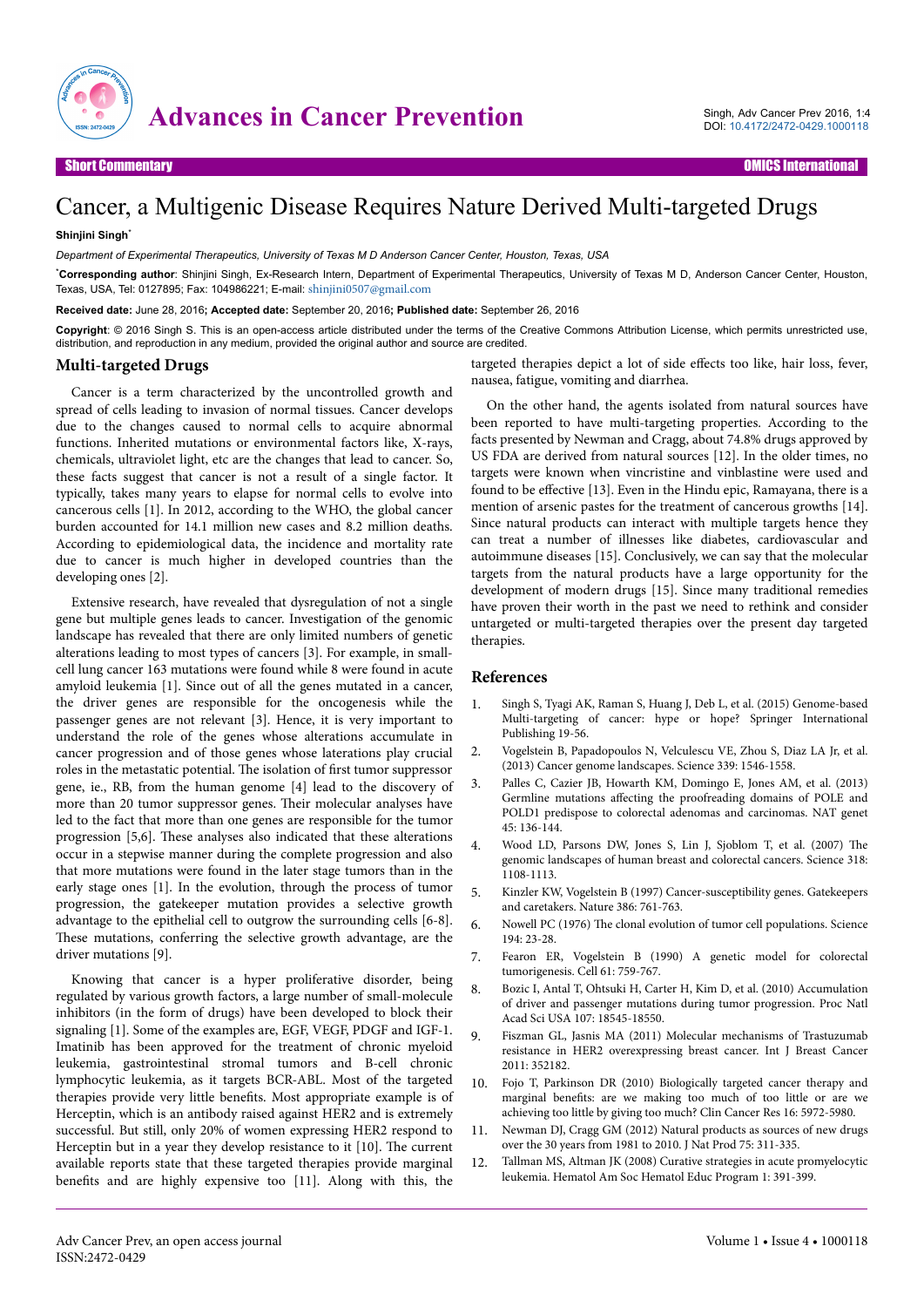Short Commentary

# Cancer, a Multigenic Disease Requires Nature Derived Multi-targeted Drugs

**Shinjini Singh***

*Department of Experimental Therapeutics, University of Texas M D Anderson Cancer Center, Houston, Texas, USA*

***Corresponding author**: Shinjini Singh, Ex-Research Intern, Department of Experimental Therapeutics, University of Texas M D, Anderson Cancer Center, Houston, Texas, USA, Tel: 0127895; Fax: 104986221; E-mail: shinjini0507@gmail.com

**Received date:** June 28, 2016; **Accepted date:** September 20, 2016; **Published date:** September 26, 2016

**Copyright**: © 2016 Singh S. This is an open-access article distributed under the terms of the Creative Commons Attribution License, which permits unrestricted use, distribution, and reproduction in any medium, provided the original author and source are credited.

## Multi-targeted Drugs

Cancer is a term characterized by the uncontrolled growth and spread of cells leading to invasion of normal tissues. Cancer develops due to the changes caused to normal cells to acquire abnormal functions. Inherited mutations or environmental factors like, X-rays, chemicals, ultraviolet light, etc are the changes that lead to cancer. So, these facts suggest that cancer is not a result of a single factor. It typically, takes many years to elapse for normal cells to evolve into cancerous cells [1]. In 2012, according to the WHO, the global cancer burden accounted for 14.1 million new cases and 8.2 million deaths. According to epidemiological data, the incidence and mortality rate due to cancer is much higher in developed countries than the developing ones [2].

Extensive research, have revealed that dysregulation of not a single gene but multiple genes leads to cancer. Investigation of the genomic landscape has revealed that there are only limited numbers of genetic alterations leading to most types of cancers [3]. For example, in small-cell lung cancer 163 mutations were found while 8 were found in acute amyloid leukemia [1]. Since out of all the genes mutated in a cancer, the driver genes are responsible for the oncogenesis while the passenger genes are not relevant [3]. Hence, it is very important to understand the role of the genes whose alterations accumulate in cancer progression and of those genes whose laterations play crucial roles in the metastatic potential. The isolation of first tumor suppressor gene, ie, RB, from the human genome [4] lead to the discovery of more than 20 tumor suppressor genes. Their molecular analyses have led to the fact that more than one genes are responsible for the tumor progression [5,6]. These analyses also indicated that these alterations occur in a stepwise manner during the complete progression and also that more mutations were found in the later stage tumors than in the early stage ones [1]. In the evolution, through the process of tumor progression, the gatekeeper mutation provides a selective growth advantage to the epithelial cell to outgrow the surrounding cells [6-8]. These mutations, conferring the selective growth advantage, are the driver mutations [9].

Knowing that cancer is a hyper proliferative disorder, being regulated by various growth factors, a large number of small-molecule inhibitors (in the form of drugs) have been developed to block their signaling [1]. Some of the examples are, EGF, VEGF, PDGF and IGF-1. Imatinib has been approved for the treatment of chronic myeloid leukemia, gastrointestinal stromal tumors and B-cell chronic lymphocytic leukemia, as it targets BCR-ABL. Most of the targeted therapies provide very little benefits. Most appropriate example is of Herceptin, which is an antibody raised against HER2 and is extremely successful. But still, only 20% of women expressing HER2 respond to Herceptin but in a year they develop resistance to it [10]. The current available reports state that these targeted therapies provide marginal benefits and are highly expensive too [11]. Along with this, the targeted therapies depict a lot of side effects too like, hair loss, fever, nausea, fatigue, vomiting and diarrhea.

On the other hand, the agents isolated from natural sources have been reported to have multi-targeting properties. According to the facts presented by Newman and Cragg, about 74.8% drugs approved by US FDA are derived from natural sources [12]. In the older times, no targets were known when vincristine and vinblastine were used and found to be effective [13]. Even in the Hindu epic, Ramayana, there is a mention of arsenic pastes for the treatment of cancerous growths [14]. Since natural products can interact with multiple targets hence they can treat a number of illnesses like diabetes, cardiovascular and autoimmune diseases [15]. Conclusively, we can say that the molecular targets from the natural products have a large opportunity for the development of modern drugs [15]. Since many traditional remedies have proven their worth in the past we need to rethink and consider untargeted or multi-targeted therapies over the present day targeted therapies.

## References

1. Singh S, Tyagi AK, Raman S, Huang J, Deb L, et al. (2015) Genome-based Multi-targeting of cancer: hype or hope? Springer International Publishing 19-56.
2. Vogelstein B, Papadopoulos N, Velculescu VE, Zhou S, Diaz LA Jr, et al. (2013) Cancer genome landscapes. Science 339: 1546-1558.
3. Palles C, Cazier JB, Howarth KM, Domingo E, Jones AM, et al. (2013) Germline mutations affecting the proofreading domains of POLE and POLD1 predispose to colorectal adenomas and carcinomas. NAT genet 45: 136-144.
4. Wood LD, Parsons DW, Jones S, Lin J, Sjoblom T, et al. (2007) The genomic landscapes of human breast and colorectal cancers. Science 318: 1108-1113.
5. Kinzler KW, Vogelstein B (1997) Cancer-susceptibility genes. Gatekeepers and caretakers. Nature 386: 761-763.
6. Nowell PC (1976) The clonal evolution of tumor cell populations. Science 194: 23-28.
7. Fearon ER, Vogelstein B (1990) A genetic model for colorectal tumorigenesis. Cell 61: 759-767.
8. Bozic I, Antal T, Ohtsuki H, Carter H, Kim D, et al. (2010) Accumulation of driver and passenger mutations during tumor progression. Proc Natl Acad Sci USA 107: 18545-18550.
9. Fiszman GL, Jasnis MA (2011) Molecular mechanisms of Trastuzumab resistance in HER2 overexpressing breast cancer. Int J Breast Cancer 2011: 352182.
10. Fojo T, Parkinson DR (2010) Biologically targeted cancer therapy and marginal benefits: are we making too much of too little or are we achieving too little by giving too much? Clin Cancer Res 16: 5972-5980.
11. Newman DJ, Cragg GM (2012) Natural products as sources of new drugs over the 30 years from 1981 to 2010. J Nat Prod 75: 311-335.
12. Tallman MS, Altman JK (2008) Curative strategies in acute promyelocytic leukemia. Hematol Am Soc Hematol Educ Program 1: 391-399.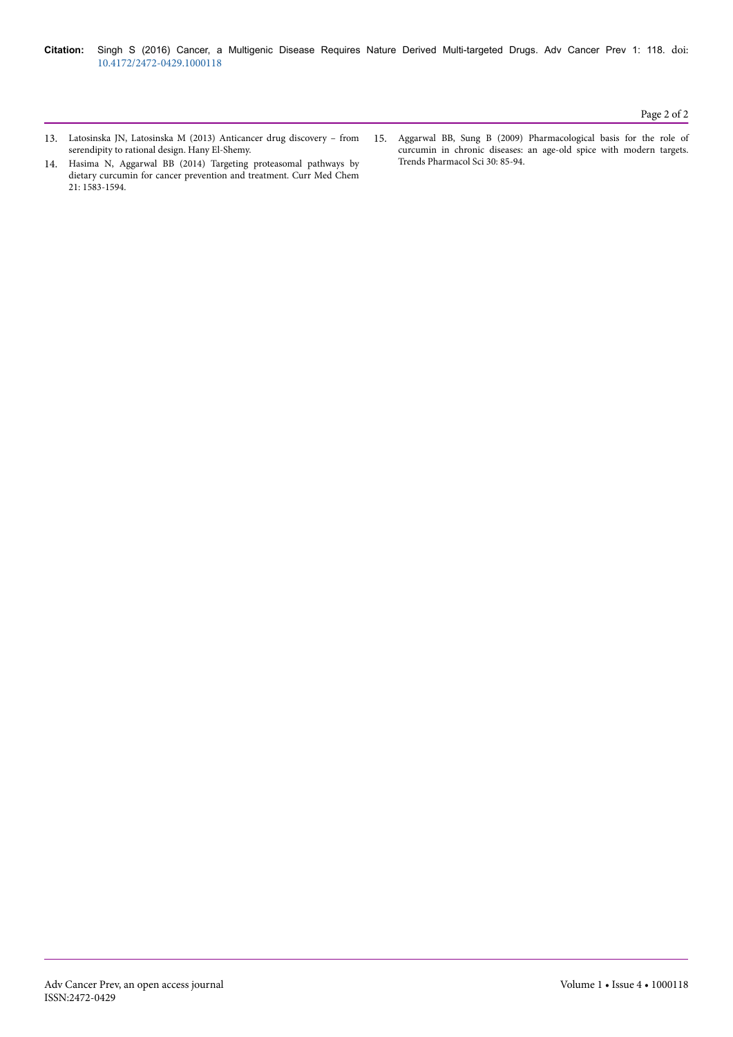13. Latosinska JN, Latosinska M (2013) Anticancer drug discovery – from serendipity to rational design. Hany El-Shemy.
14. Hasima N, Aggarwal BB (2014) Targeting proteasomal pathways by dietary curcumin for cancer prevention and treatment. Curr Med Chem 21: 1583-1594.
15. Aggarwal BB, Sung B (2009) Pharmacological basis for the role of curcumin in chronic diseases: an age-old spice with modern targets. Trends Pharmacol Sci 30: 85-94.